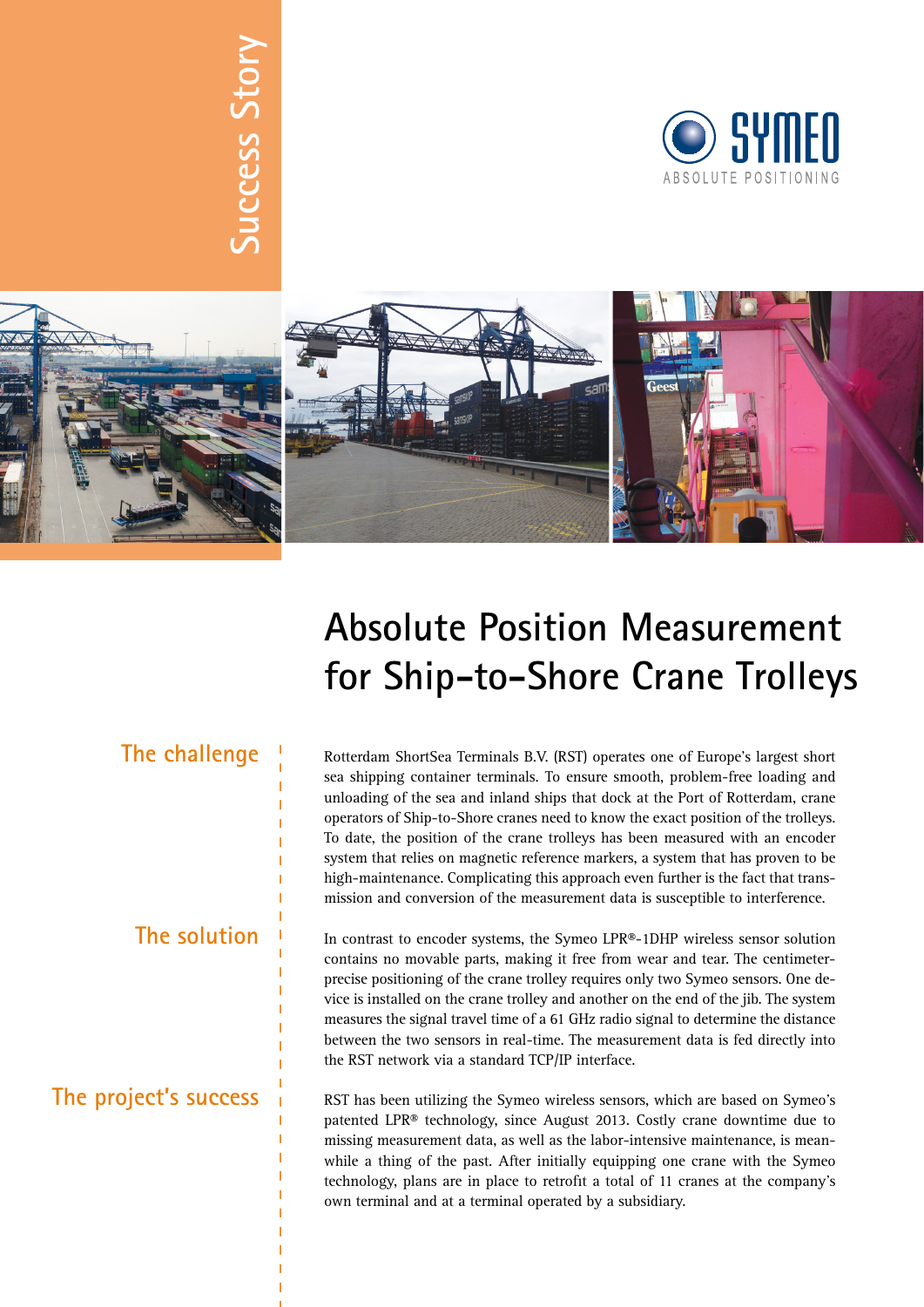Success Story

SYMEO
ABSOLUTE POSITIONING

# Absolute Position Measurement for Ship-to-Shore Crane Trolleys

## The challenge

Rotterdam ShortSea Terminals B.V. (RST) operates one of Europe's largest short sea shipping container terminals. To ensure smooth, problem-free loading and unloading of the sea and inland ships that dock at the Port of Rotterdam, crane operators of Ship-to-Shore cranes need to know the exact position of the trolleys. To date, the position of the crane trolleys has been measured with an encoder system that relies on magnetic reference markers, a system that has proven to be high-maintenance. Complicating this approach even further is the fact that transmission and conversion of the measurement data is susceptible to interference.

## The solution

In contrast to encoder systems, the Symeo LPR®-1DHP wireless sensor solution contains no movable parts, making it free from wear and tear. The centimeter-precise positioning of the crane trolley requires only two Symeo sensors. One device is installed on the crane trolley and another on the end of the jib. The system measures the signal travel time of a 61 GHz radio signal to determine the distance between the two sensors in real-time. The measurement data is fed directly into the RST network via a standard TCP/IP interface.

## The project's success

RST has been utilizing the Symeo wireless sensors, which are based on Symeo's patented LPR® technology, since August 2013. Costly crane downtime due to missing measurement data, as well as the labor-intensive maintenance, is meanwhile a thing of the past. After initially equipping one crane with the Symeo technology, plans are in place to retrofit a total of 11 cranes at the company's own terminal and at a terminal operated by a subsidiary.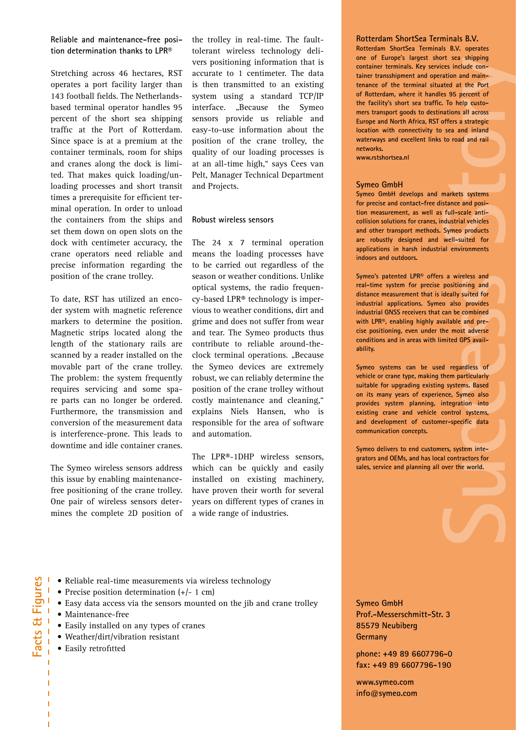### Reliable and maintenance-free position determination thanks to LPR®

Stretching across 46 hectares, RST operates a port facility larger than 143 football fields. The Netherlands-based terminal operator handles 95 percent of the short sea shipping traffic at the Port of Rotterdam. Since space is at a premium at the container terminals, room for ships and cranes along the dock is limited. That makes quick loading/unloading processes and short transit times a prerequisite for efficient terminal operation. In order to unload the containers from the ships and set them down on open slots on the dock with centimeter accuracy, the crane operators need reliable and precise information regarding the position of the crane trolley.

To date, RST has utilized an encoder system with magnetic reference markers to determine the position. Magnetic strips located along the length of the stationary rails are scanned by a reader installed on the movable part of the crane trolley. The problem: the system frequently requires servicing and some spare parts can no longer be ordered. Furthermore, the transmission and conversion of the measurement data is interference-prone. This leads to downtime and idle container cranes.

The Symeo wireless sensors address this issue by enabling maintenance-free positioning of the crane trolley. One pair of wireless sensors determines the complete 2D position of the trolley in real-time. The fault-tolerant wireless technology delivers positioning information that is accurate to 1 centimeter. The data is then transmitted to an existing system using a standard TCP/IP interface. „Because the Symeo sensors provide us reliable and easy-to-use information about the position of the container trolley, the quality of our loading processes is at an all-time high," says Cees van Pelt, Manager Technical Department and Projects.

### Robust wireless sensors

The 24 x 7 terminal operation means the loading processes have to be carried out regardless of the season or weather conditions. Unlike optical systems, the radio frequency-based LPR® technology is impervious to weather conditions, dirt and grime and does not suffer from wear and tear. The Symeo products thus contribute to reliable around-the-clock terminal operations. „Because the Symeo devices are extremely robust, we can reliably determine the position of the crane trolley without costly maintenance and cleaning," explains Niels Hansen, who is responsible for the area of software and automation.

The LPR®-1DHP wireless sensors, which can be quickly and easily installed on existing machinery, have proven their worth for several years on different types of cranes in a wide range of industries.

### Facts & Figures

- Reliable real-time measurements via wireless technology
- Precise position determination (+/- 1 cm)
- Easy data access via the sensors mounted on the jib and crane trolley
- Maintenance-free
- Easily installed on any types of cranes
- Weather/dirt/vibration resistant
- Easily retrofitted

**Rotterdam ShortSea Terminals B.V.**

**Rotterdam ShortSea Terminals B.V. operates one of Europe's largest short sea shipping container terminals. Key services include container transshipment and operation and maintenance of the terminal situated at the Port of Rotterdam, where it handles 95 percent of the facility's short sea traffic. To help customers transport goods to destinations all across Europe and North Africa, RST offers a strategic location with connectivity to sea and inland waterways and excellent links to road and rail networks.**
**www.rstshortsea.nl**

**Symeo GmbH**

**Symeo GmbH develops and markets systems for precise and contact-free distance and position measurement, as well as full-scale anti-collision solutions for cranes, industrial vehicles and other transport methods. Symeo products are robustly designed and well-suited for applications in harsh industrial environments indoors and outdoors.**

**Symeo's patented LPR® offers a wireless and real-time system for precise positioning and distance measurement that is ideally suited for industrial applications. Symeo also provides industrial GNSS receivers that can be combined with LPR®, enabling highly available and precise positioning, even under the most adverse conditions and in areas with limited GPS availability.**

**Symeo systems can be used regardless of vehicle or crane type, making them particularly suitable for upgrading existing systems. Based on its many years of experience, Symeo also provides system planning, integration into existing crane and vehicle control systems, and development of customer-specific data communication concepts.**

**Symeo delivers to end customers, system integrators and OEMs, and has local contractors for sales, service and planning all over the world.**

**Symeo GmbH**
**Prof.-Messerschmitt-Str. 3**
**85579 Neubiberg**
**Germany**

**phone: +49 89 6607796-0**
**fax: +49 89 6607796-190**

**www.symeo.com**
**info@symeo.com**